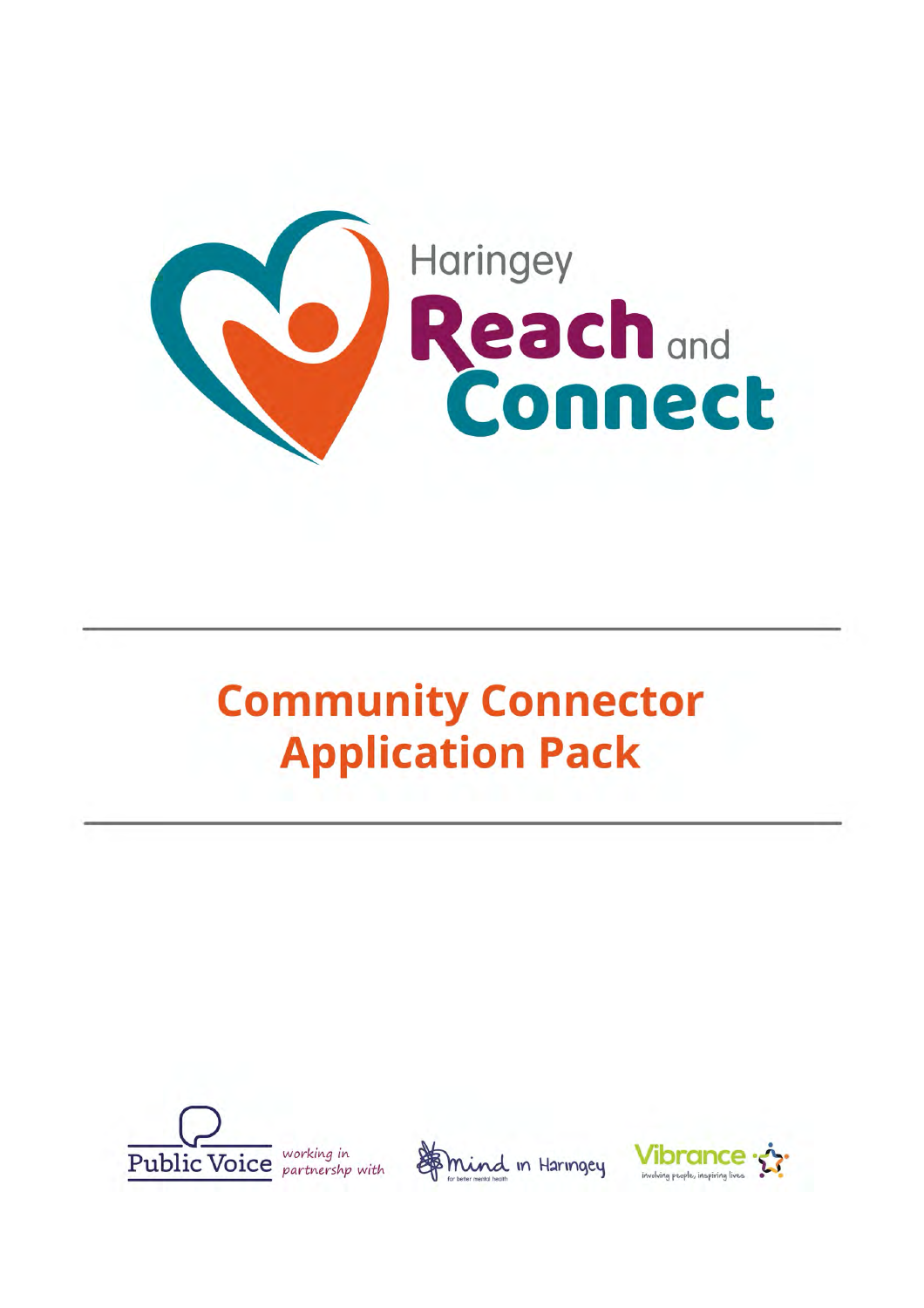Haringey

**Reach** and **Connect**

# Community Connector Application Pack

Public Voice *working in partnershp with*

Mind in Haringey — for better mental health

Vibrance — involving people, inspiring lives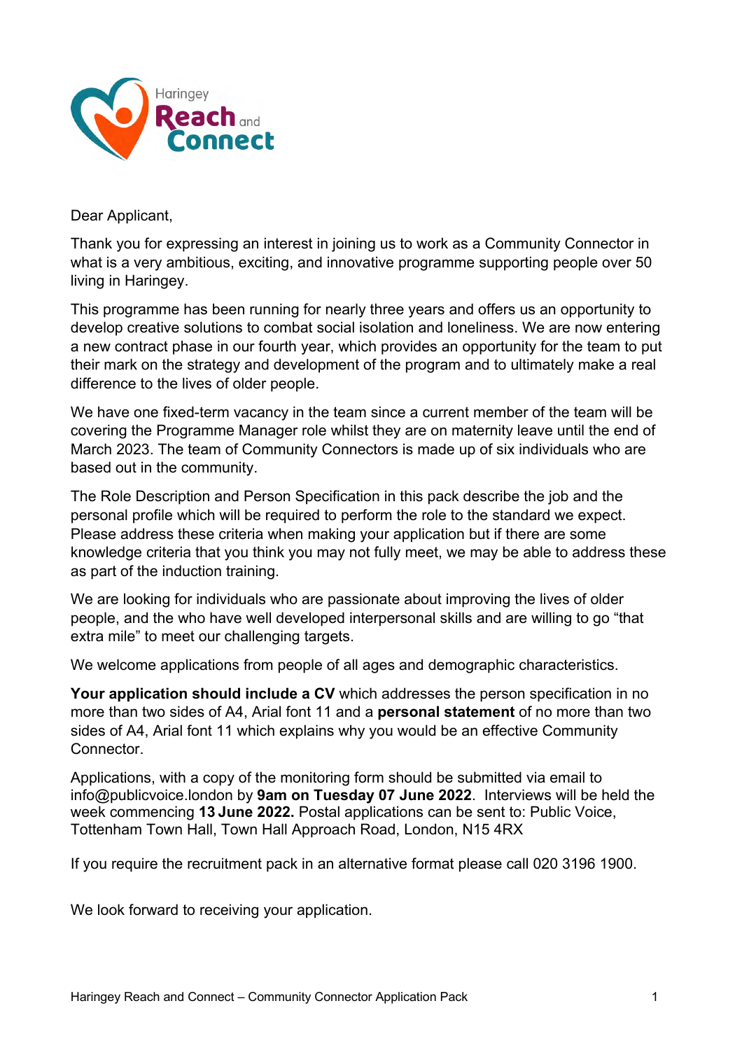Dear Applicant,

Thank you for expressing an interest in joining us to work as a Community Connector in what is a very ambitious, exciting, and innovative programme supporting people over 50 living in Haringey.

This programme has been running for nearly three years and offers us an opportunity to develop creative solutions to combat social isolation and loneliness. We are now entering a new contract phase in our fourth year, which provides an opportunity for the team to put their mark on the strategy and development of the program and to ultimately make a real difference to the lives of older people.

We have one fixed-term vacancy in the team since a current member of the team will be covering the Programme Manager role whilst they are on maternity leave until the end of March 2023. The team of Community Connectors is made up of six individuals who are based out in the community.

The Role Description and Person Specification in this pack describe the job and the personal profile which will be required to perform the role to the standard we expect. Please address these criteria when making your application but if there are some knowledge criteria that you think you may not fully meet, we may be able to address these as part of the induction training.

We are looking for individuals who are passionate about improving the lives of older people, and the who have well developed interpersonal skills and are willing to go "that extra mile" to meet our challenging targets.

We welcome applications from people of all ages and demographic characteristics.

**Your application should include a CV** which addresses the person specification in no more than two sides of A4, Arial font 11 and a **personal statement** of no more than two sides of A4, Arial font 11 which explains why you would be an effective Community Connector.

Applications, with a copy of the monitoring form should be submitted via email to info@publicvoice.london by **9am on Tuesday 07 June 2022**. Interviews will be held the week commencing **13 June 2022.** Postal applications can be sent to: Public Voice, Tottenham Town Hall, Town Hall Approach Road, London, N15 4RX

If you require the recruitment pack in an alternative format please call 020 3196 1900.

We look forward to receiving your application.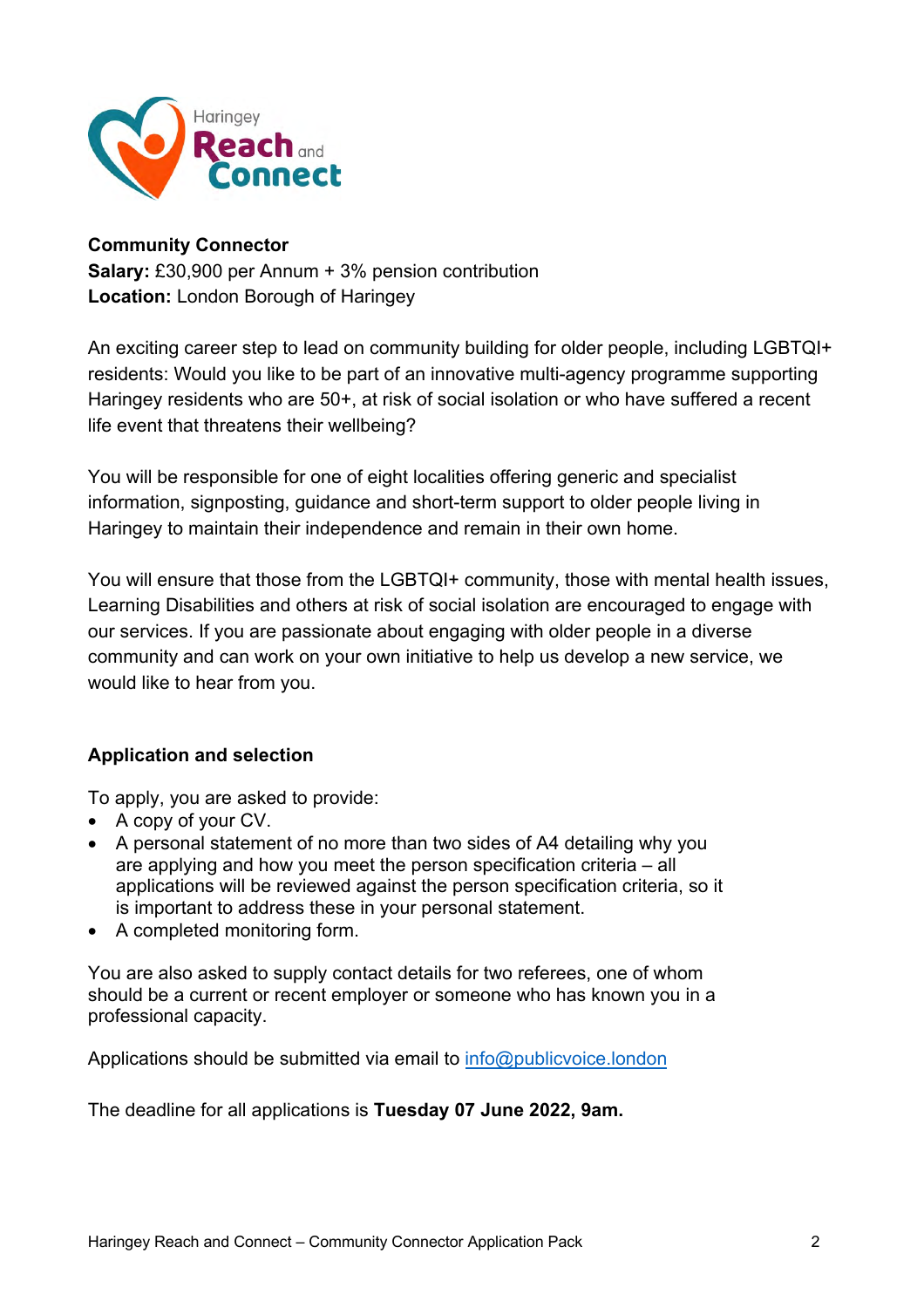**Community Connector**
**Salary:** £30,900 per Annum + 3% pension contribution
**Location:** London Borough of Haringey

An exciting career step to lead on community building for older people, including LGBTQI+ residents: Would you like to be part of an innovative multi-agency programme supporting Haringey residents who are 50+, at risk of social isolation or who have suffered a recent life event that threatens their wellbeing?

You will be responsible for one of eight localities offering generic and specialist information, signposting, guidance and short-term support to older people living in Haringey to maintain their independence and remain in their own home.

You will ensure that those from the LGBTQI+ community, those with mental health issues, Learning Disabilities and others at risk of social isolation are encouraged to engage with our services. If you are passionate about engaging with older people in a diverse community and can work on your own initiative to help us develop a new service, we would like to hear from you.

## Application and selection

To apply, you are asked to provide:

- A copy of your CV.
- A personal statement of no more than two sides of A4 detailing why you are applying and how you meet the person specification criteria – all applications will be reviewed against the person specification criteria, so it is important to address these in your personal statement.
- A completed monitoring form.

You are also asked to supply contact details for two referees, one of whom should be a current or recent employer or someone who has known you in a professional capacity.

Applications should be submitted via email to info@publicvoice.london

The deadline for all applications is **Tuesday 07 June 2022, 9am.**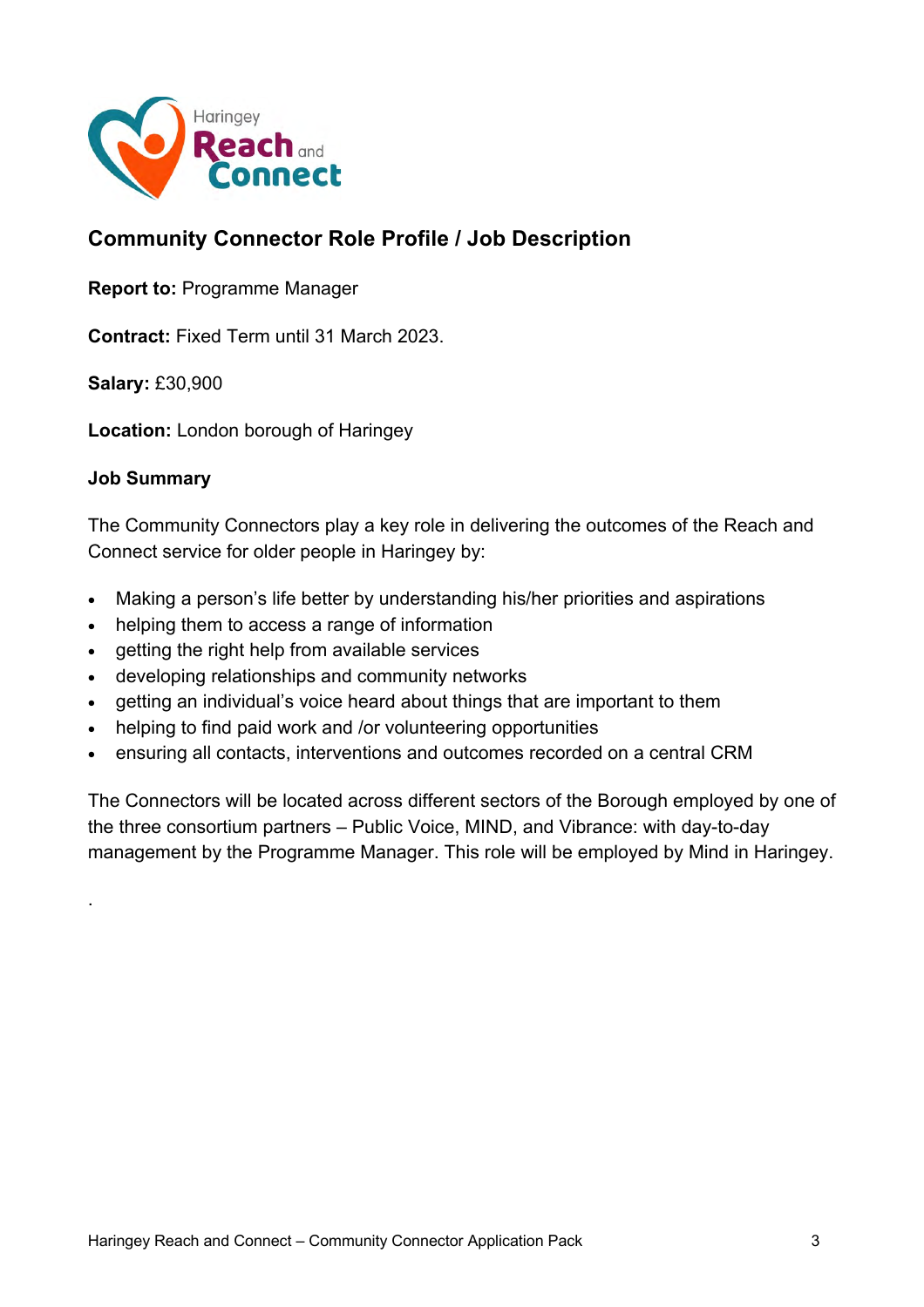Haringey Reach and Connect

## Community Connector Role Profile / Job Description

**Report to:** Programme Manager

**Contract:** Fixed Term until 31 March 2023.

**Salary:** £30,900

**Location:** London borough of Haringey

### Job Summary

The Community Connectors play a key role in delivering the outcomes of the Reach and Connect service for older people in Haringey by:

- Making a person's life better by understanding his/her priorities and aspirations
- helping them to access a range of information
- getting the right help from available services
- developing relationships and community networks
- getting an individual's voice heard about things that are important to them
- helping to find paid work and /or volunteering opportunities
- ensuring all contacts, interventions and outcomes recorded on a central CRM

The Connectors will be located across different sectors of the Borough employed by one of the three consortium partners – Public Voice, MIND, and Vibrance: with day-to-day management by the Programme Manager. This role will be employed by Mind in Haringey.

.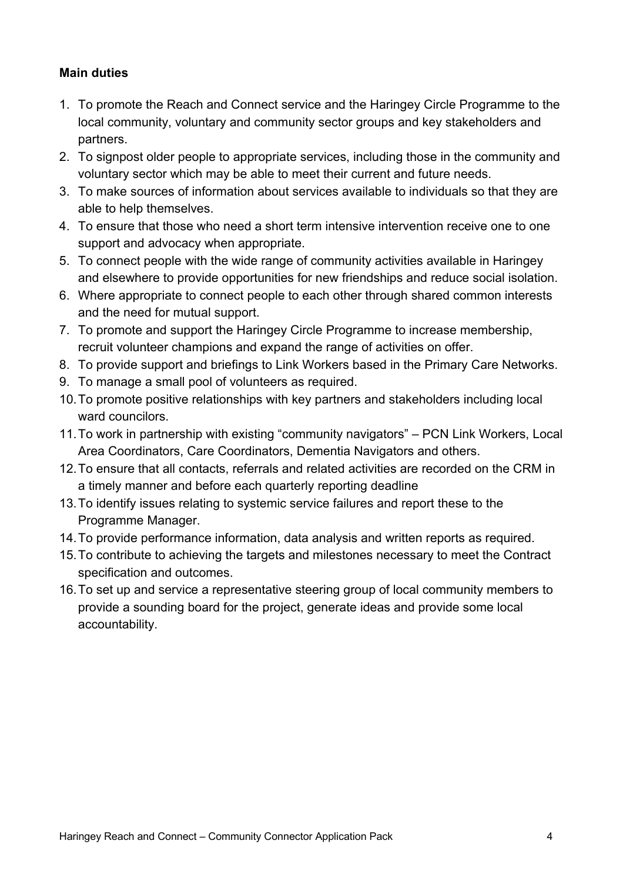**Main duties**

1. To promote the Reach and Connect service and the Haringey Circle Programme to the local community, voluntary and community sector groups and key stakeholders and partners.
2. To signpost older people to appropriate services, including those in the community and voluntary sector which may be able to meet their current and future needs.
3. To make sources of information about services available to individuals so that they are able to help themselves.
4. To ensure that those who need a short term intensive intervention receive one to one support and advocacy when appropriate.
5. To connect people with the wide range of community activities available in Haringey and elsewhere to provide opportunities for new friendships and reduce social isolation.
6. Where appropriate to connect people to each other through shared common interests and the need for mutual support.
7. To promote and support the Haringey Circle Programme to increase membership, recruit volunteer champions and expand the range of activities on offer.
8. To provide support and briefings to Link Workers based in the Primary Care Networks.
9. To manage a small pool of volunteers as required.
10. To promote positive relationships with key partners and stakeholders including local ward councilors.
11. To work in partnership with existing “community navigators” – PCN Link Workers, Local Area Coordinators, Care Coordinators, Dementia Navigators and others.
12. To ensure that all contacts, referrals and related activities are recorded on the CRM in a timely manner and before each quarterly reporting deadline
13. To identify issues relating to systemic service failures and report these to the Programme Manager.
14. To provide performance information, data analysis and written reports as required.
15. To contribute to achieving the targets and milestones necessary to meet the Contract specification and outcomes.
16. To set up and service a representative steering group of local community members to provide a sounding board for the project, generate ideas and provide some local accountability.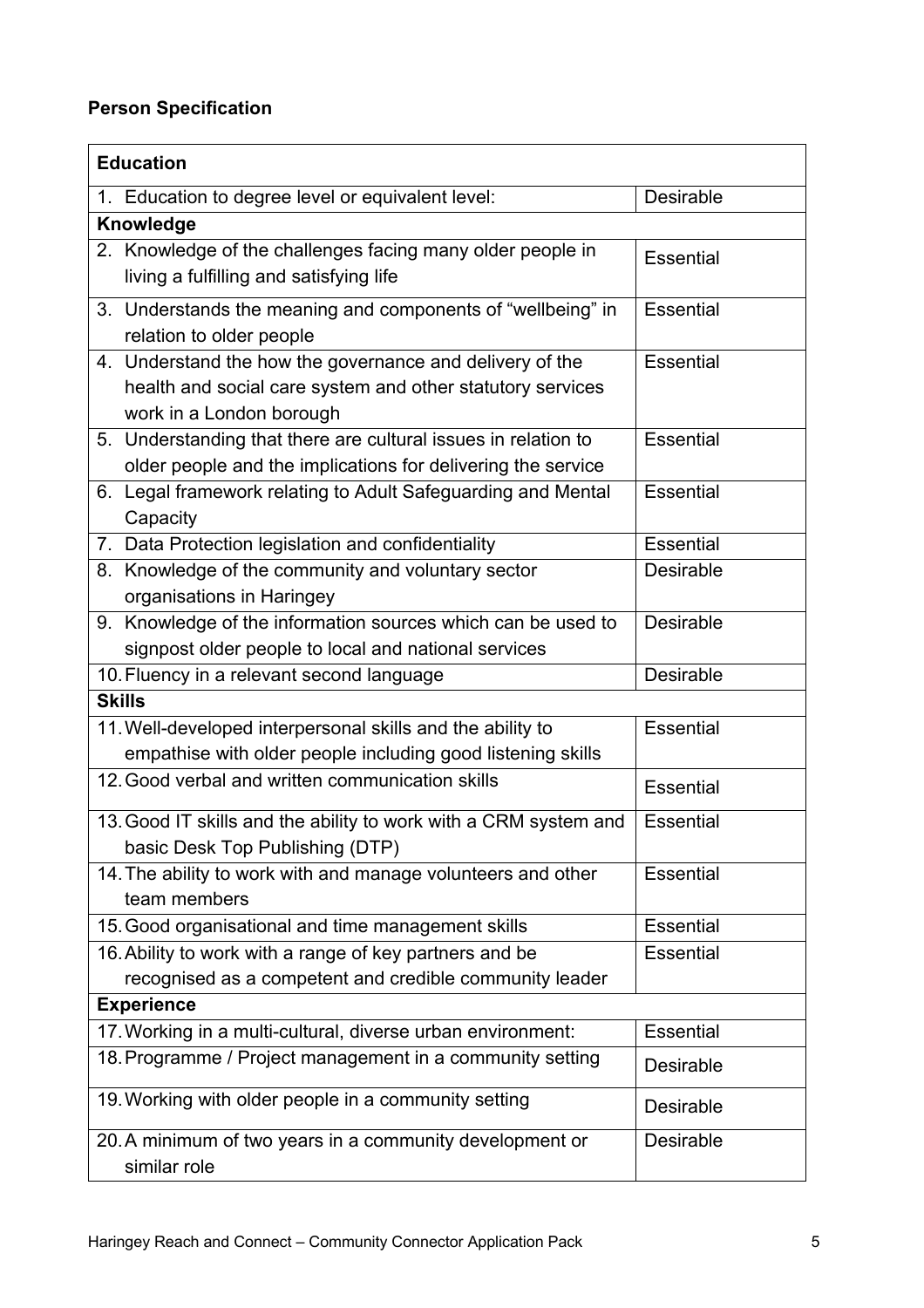**Person Specification**

| **Education** | |
|---|---|
| 1. Education to degree level or equivalent level: | Desirable |
| **Knowledge** | |
| 2. Knowledge of the challenges facing many older people in living a fulfilling and satisfying life | Essential |
| 3. Understands the meaning and components of “wellbeing” in relation to older people | Essential |
| 4. Understand the how the governance and delivery of the health and social care system and other statutory services work in a London borough | Essential |
| 5. Understanding that there are cultural issues in relation to older people and the implications for delivering the service | Essential |
| 6. Legal framework relating to Adult Safeguarding and Mental Capacity | Essential |
| 7. Data Protection legislation and confidentiality | Essential |
| 8. Knowledge of the community and voluntary sector organisations in Haringey | Desirable |
| 9. Knowledge of the information sources which can be used to signpost older people to local and national services | Desirable |
| 10. Fluency in a relevant second language | Desirable |
| **Skills** | |
| 11. Well-developed interpersonal skills and the ability to empathise with older people including good listening skills | Essential |
| 12. Good verbal and written communication skills | Essential |
| 13. Good IT skills and the ability to work with a CRM system and basic Desk Top Publishing (DTP) | Essential |
| 14. The ability to work with and manage volunteers and other team members | Essential |
| 15. Good organisational and time management skills | Essential |
| 16. Ability to work with a range of key partners and be recognised as a competent and credible community leader | Essential |
| **Experience** | |
| 17. Working in a multi-cultural, diverse urban environment: | Essential |
| 18. Programme / Project management in a community setting | Desirable |
| 19. Working with older people in a community setting | Desirable |
| 20. A minimum of two years in a community development or similar role | Desirable |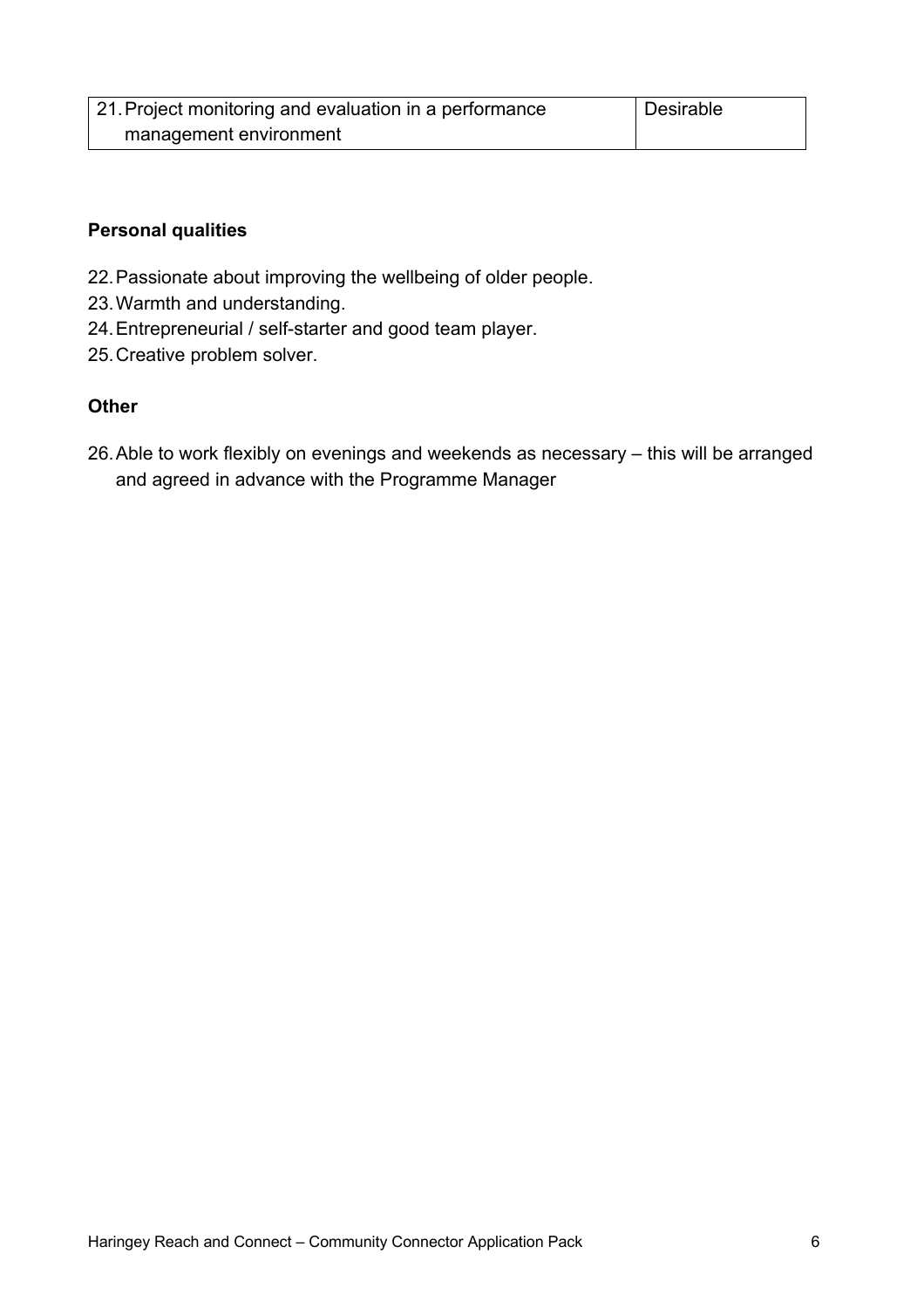| 21. Project monitoring and evaluation in a performance management environment | Desirable |
| --- | --- |

**Personal qualities**

22. Passionate about improving the wellbeing of older people.
23. Warmth and understanding.
24. Entrepreneurial / self-starter and good team player.
25. Creative problem solver.

**Other**

26. Able to work flexibly on evenings and weekends as necessary – this will be arranged and agreed in advance with the Programme Manager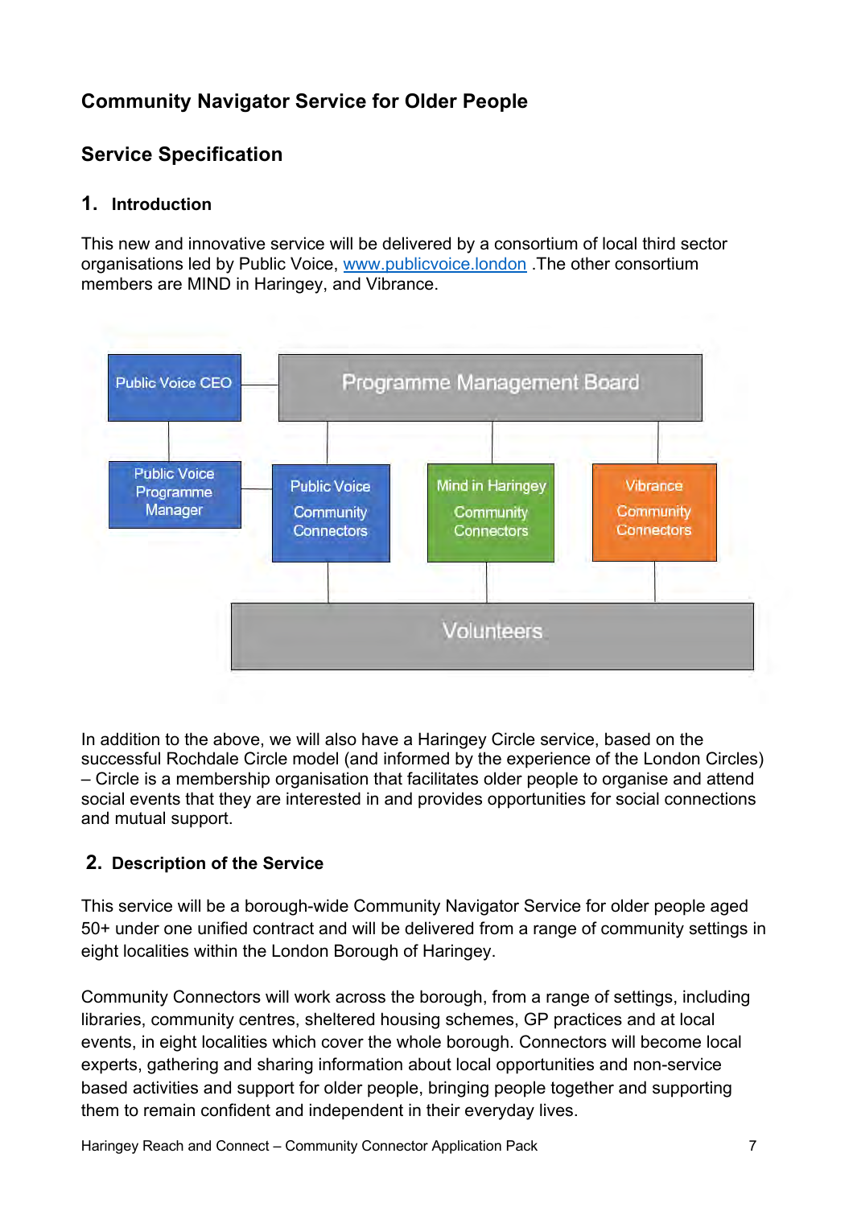## Community Navigator Service for Older People

## Service Specification

### 1. Introduction

This new and innovative service will be delivered by a consortium of local third sector organisations led by Public Voice, [www.publicvoice.london](http://www.publicvoice.london) .The other consortium members are MIND in Haringey, and Vibrance.

Public Voice CEO

Programme Management Board

Public Voice Programme Manager

Public Voice Community Connectors

Mind in Haringey Community Connectors

Vibrance Community Connectors

Volunteers

In addition to the above, we will also have a Haringey Circle service, based on the successful Rochdale Circle model (and informed by the experience of the London Circles) – Circle is a membership organisation that facilitates older people to organise and attend social events that they are interested in and provides opportunities for social connections and mutual support.

### 2. Description of the Service

This service will be a borough-wide Community Navigator Service for older people aged 50+ under one unified contract and will be delivered from a range of community settings in eight localities within the London Borough of Haringey.

Community Connectors will work across the borough, from a range of settings, including libraries, community centres, sheltered housing schemes, GP practices and at local events, in eight localities which cover the whole borough. Connectors will become local experts, gathering and sharing information about local opportunities and non-service based activities and support for older people, bringing people together and supporting them to remain confident and independent in their everyday lives.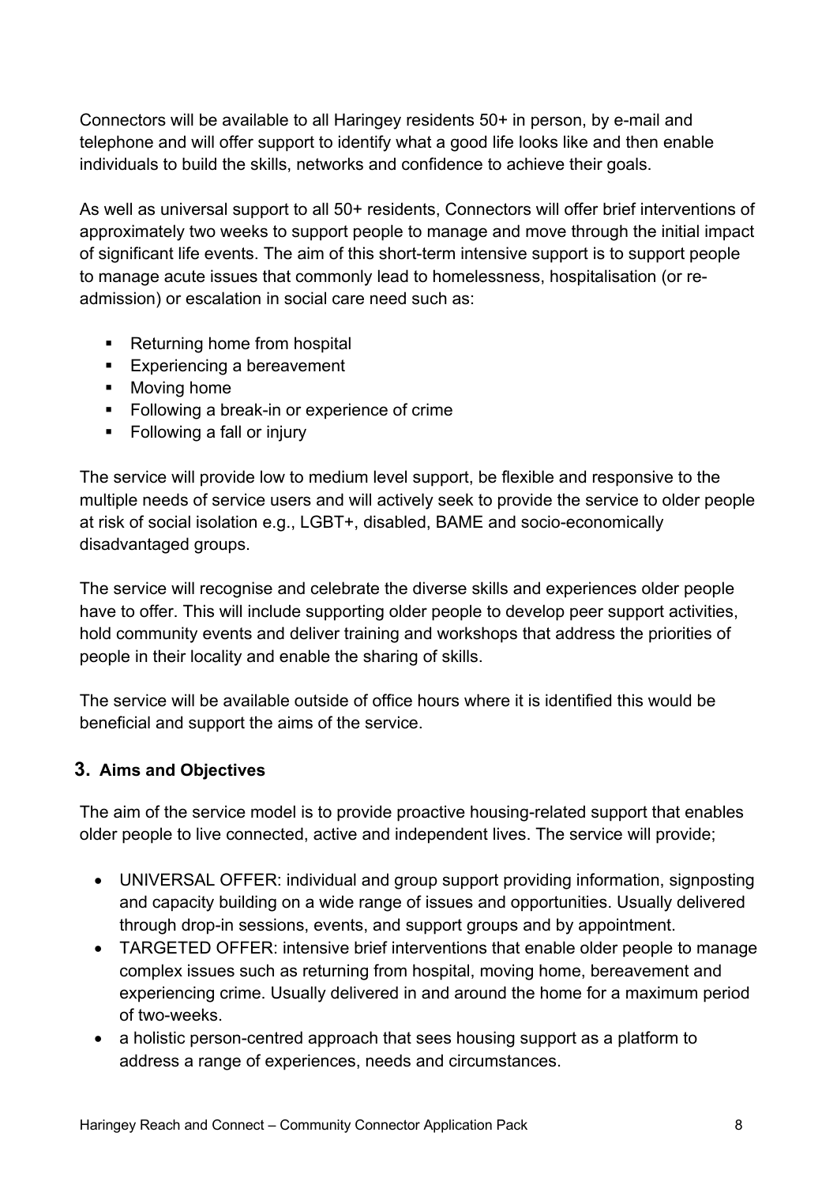Connectors will be available to all Haringey residents 50+ in person, by e-mail and telephone and will offer support to identify what a good life looks like and then enable individuals to build the skills, networks and confidence to achieve their goals.

As well as universal support to all 50+ residents, Connectors will offer brief interventions of approximately two weeks to support people to manage and move through the initial impact of significant life events. The aim of this short-term intensive support is to support people to manage acute issues that commonly lead to homelessness, hospitalisation (or re-admission) or escalation in social care need such as:

- Returning home from hospital
- Experiencing a bereavement
- Moving home
- Following a break-in or experience of crime
- Following a fall or injury

The service will provide low to medium level support, be flexible and responsive to the multiple needs of service users and will actively seek to provide the service to older people at risk of social isolation e.g., LGBT+, disabled, BAME and socio-economically disadvantaged groups.

The service will recognise and celebrate the diverse skills and experiences older people have to offer. This will include supporting older people to develop peer support activities, hold community events and deliver training and workshops that address the priorities of people in their locality and enable the sharing of skills.

The service will be available outside of office hours where it is identified this would be beneficial and support the aims of the service.

## 3. Aims and Objectives

The aim of the service model is to provide proactive housing-related support that enables older people to live connected, active and independent lives. The service will provide;

- UNIVERSAL OFFER: individual and group support providing information, signposting and capacity building on a wide range of issues and opportunities. Usually delivered through drop-in sessions, events, and support groups and by appointment.
- TARGETED OFFER: intensive brief interventions that enable older people to manage complex issues such as returning from hospital, moving home, bereavement and experiencing crime. Usually delivered in and around the home for a maximum period of two-weeks.
- a holistic person-centred approach that sees housing support as a platform to address a range of experiences, needs and circumstances.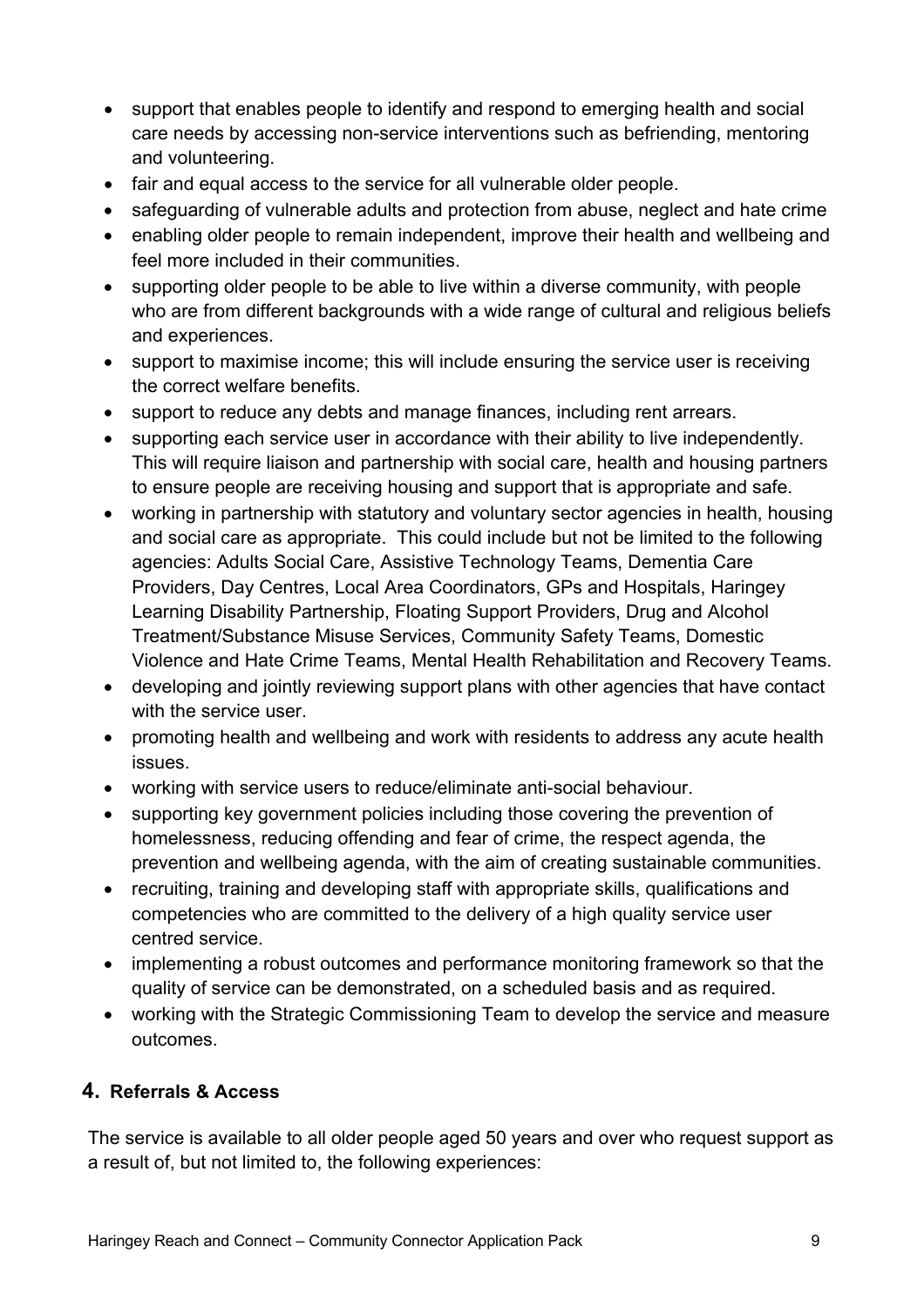- support that enables people to identify and respond to emerging health and social care needs by accessing non-service interventions such as befriending, mentoring and volunteering.
- fair and equal access to the service for all vulnerable older people.
- safeguarding of vulnerable adults and protection from abuse, neglect and hate crime
- enabling older people to remain independent, improve their health and wellbeing and feel more included in their communities.
- supporting older people to be able to live within a diverse community, with people who are from different backgrounds with a wide range of cultural and religious beliefs and experiences.
- support to maximise income; this will include ensuring the service user is receiving the correct welfare benefits.
- support to reduce any debts and manage finances, including rent arrears.
- supporting each service user in accordance with their ability to live independently. This will require liaison and partnership with social care, health and housing partners to ensure people are receiving housing and support that is appropriate and safe.
- working in partnership with statutory and voluntary sector agencies in health, housing and social care as appropriate. This could include but not be limited to the following agencies: Adults Social Care, Assistive Technology Teams, Dementia Care Providers, Day Centres, Local Area Coordinators, GPs and Hospitals, Haringey Learning Disability Partnership, Floating Support Providers, Drug and Alcohol Treatment/Substance Misuse Services, Community Safety Teams, Domestic Violence and Hate Crime Teams, Mental Health Rehabilitation and Recovery Teams.
- developing and jointly reviewing support plans with other agencies that have contact with the service user.
- promoting health and wellbeing and work with residents to address any acute health issues.
- working with service users to reduce/eliminate anti-social behaviour.
- supporting key government policies including those covering the prevention of homelessness, reducing offending and fear of crime, the respect agenda, the prevention and wellbeing agenda, with the aim of creating sustainable communities.
- recruiting, training and developing staff with appropriate skills, qualifications and competencies who are committed to the delivery of a high quality service user centred service.
- implementing a robust outcomes and performance monitoring framework so that the quality of service can be demonstrated, on a scheduled basis and as required.
- working with the Strategic Commissioning Team to develop the service and measure outcomes.

## 4. Referrals & Access

The service is available to all older people aged 50 years and over who request support as a result of, but not limited to, the following experiences: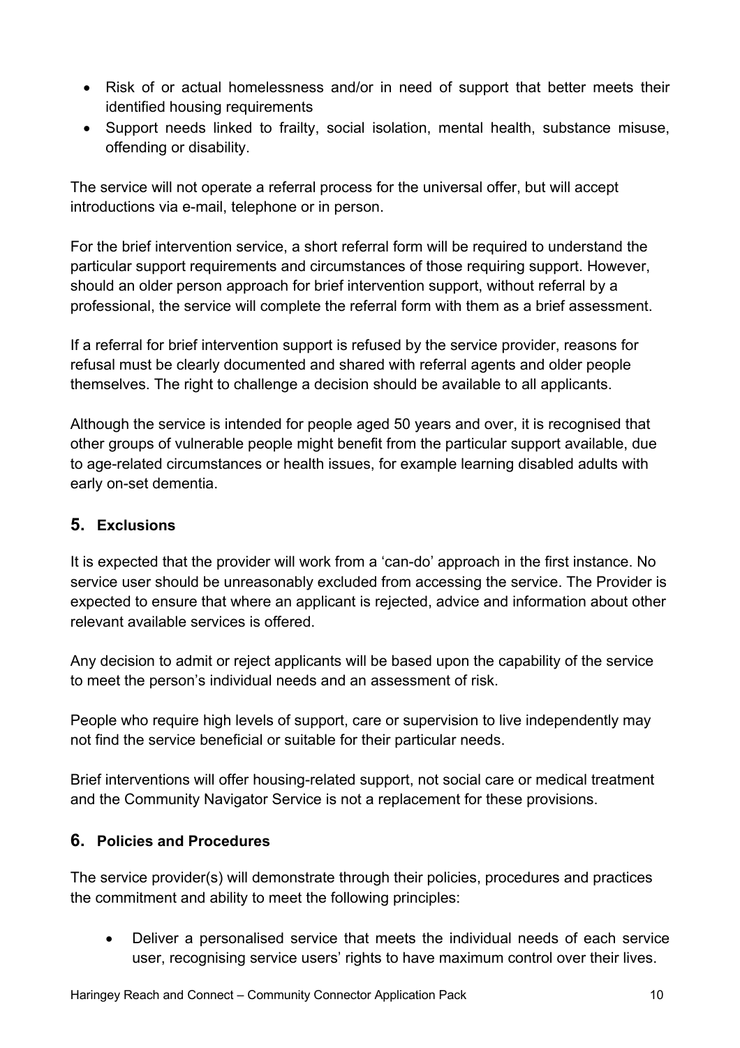- Risk of or actual homelessness and/or in need of support that better meets their identified housing requirements
- Support needs linked to frailty, social isolation, mental health, substance misuse, offending or disability.

The service will not operate a referral process for the universal offer, but will accept introductions via e-mail, telephone or in person.

For the brief intervention service, a short referral form will be required to understand the particular support requirements and circumstances of those requiring support. However, should an older person approach for brief intervention support, without referral by a professional, the service will complete the referral form with them as a brief assessment.

If a referral for brief intervention support is refused by the service provider, reasons for refusal must be clearly documented and shared with referral agents and older people themselves. The right to challenge a decision should be available to all applicants.

Although the service is intended for people aged 50 years and over, it is recognised that other groups of vulnerable people might benefit from the particular support available, due to age-related circumstances or health issues, for example learning disabled adults with early on-set dementia.

## 5. Exclusions

It is expected that the provider will work from a 'can-do' approach in the first instance. No service user should be unreasonably excluded from accessing the service. The Provider is expected to ensure that where an applicant is rejected, advice and information about other relevant available services is offered.

Any decision to admit or reject applicants will be based upon the capability of the service to meet the person's individual needs and an assessment of risk.

People who require high levels of support, care or supervision to live independently may not find the service beneficial or suitable for their particular needs.

Brief interventions will offer housing-related support, not social care or medical treatment and the Community Navigator Service is not a replacement for these provisions.

## 6. Policies and Procedures

The service provider(s) will demonstrate through their policies, procedures and practices the commitment and ability to meet the following principles:

- Deliver a personalised service that meets the individual needs of each service user, recognising service users' rights to have maximum control over their lives.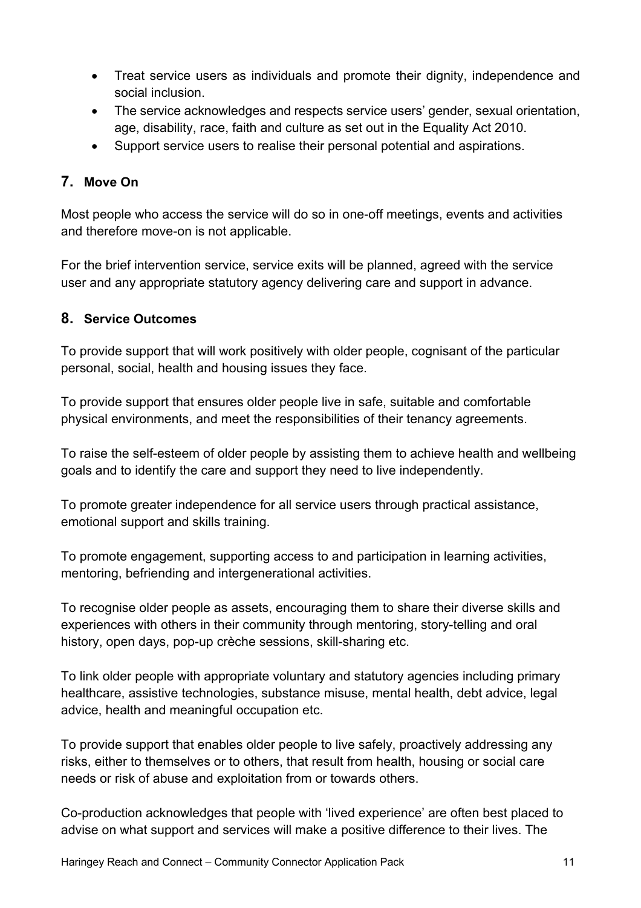- Treat service users as individuals and promote their dignity, independence and social inclusion.
- The service acknowledges and respects service users' gender, sexual orientation, age, disability, race, faith and culture as set out in the Equality Act 2010.
- Support service users to realise their personal potential and aspirations.

## 7. Move On

Most people who access the service will do so in one-off meetings, events and activities and therefore move-on is not applicable.

For the brief intervention service, service exits will be planned, agreed with the service user and any appropriate statutory agency delivering care and support in advance.

## 8. Service Outcomes

To provide support that will work positively with older people, cognisant of the particular personal, social, health and housing issues they face.

To provide support that ensures older people live in safe, suitable and comfortable physical environments, and meet the responsibilities of their tenancy agreements.

To raise the self-esteem of older people by assisting them to achieve health and wellbeing goals and to identify the care and support they need to live independently.

To promote greater independence for all service users through practical assistance, emotional support and skills training.

To promote engagement, supporting access to and participation in learning activities, mentoring, befriending and intergenerational activities.

To recognise older people as assets, encouraging them to share their diverse skills and experiences with others in their community through mentoring, story-telling and oral history, open days, pop-up crèche sessions, skill-sharing etc.

To link older people with appropriate voluntary and statutory agencies including primary healthcare, assistive technologies, substance misuse, mental health, debt advice, legal advice, health and meaningful occupation etc.

To provide support that enables older people to live safely, proactively addressing any risks, either to themselves or to others, that result from health, housing or social care needs or risk of abuse and exploitation from or towards others.

Co-production acknowledges that people with 'lived experience' are often best placed to advise on what support and services will make a positive difference to their lives. The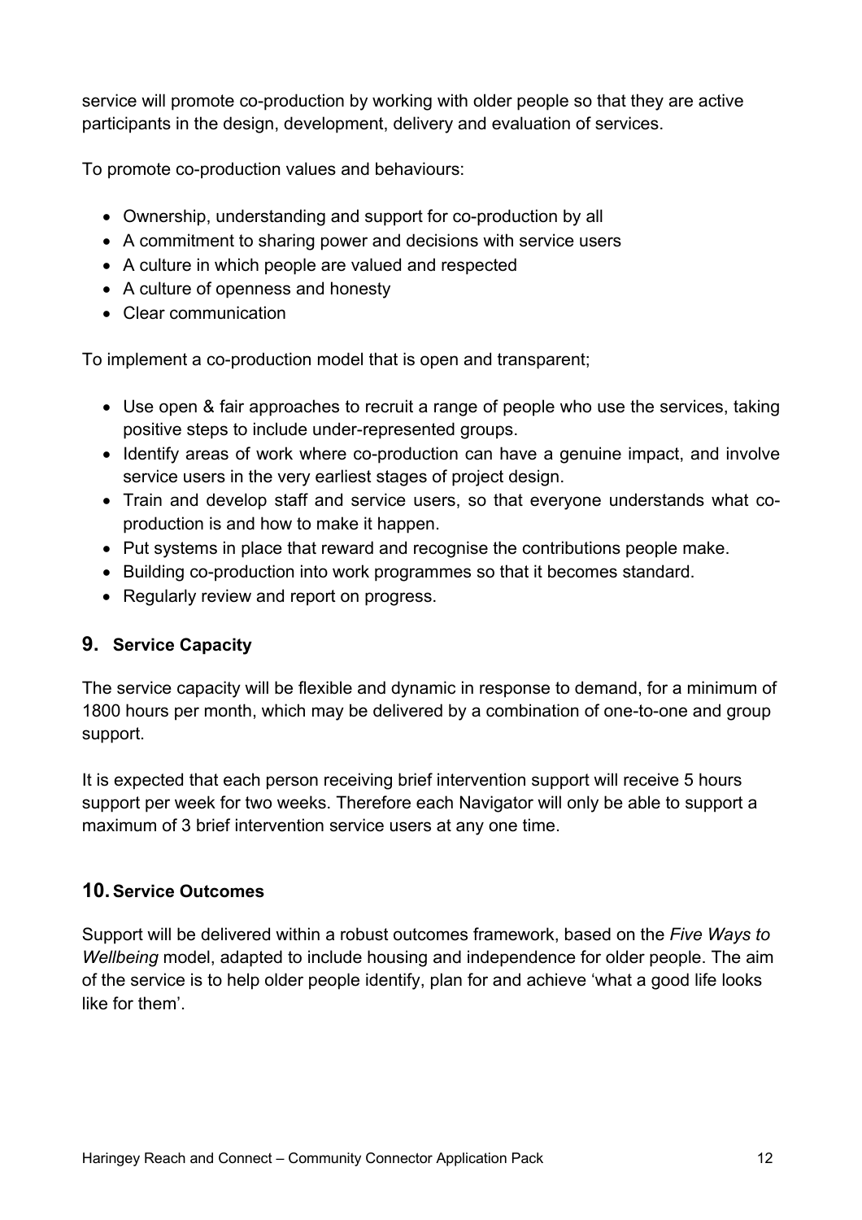service will promote co-production by working with older people so that they are active participants in the design, development, delivery and evaluation of services.

To promote co-production values and behaviours:

- Ownership, understanding and support for co-production by all
- A commitment to sharing power and decisions with service users
- A culture in which people are valued and respected
- A culture of openness and honesty
- Clear communication

To implement a co-production model that is open and transparent;

- Use open & fair approaches to recruit a range of people who use the services, taking positive steps to include under-represented groups.
- Identify areas of work where co-production can have a genuine impact, and involve service users in the very earliest stages of project design.
- Train and develop staff and service users, so that everyone understands what co-production is and how to make it happen.
- Put systems in place that reward and recognise the contributions people make.
- Building co-production into work programmes so that it becomes standard.
- Regularly review and report on progress.

## 9. Service Capacity

The service capacity will be flexible and dynamic in response to demand, for a minimum of 1800 hours per month, which may be delivered by a combination of one-to-one and group support.

It is expected that each person receiving brief intervention support will receive 5 hours support per week for two weeks. Therefore each Navigator will only be able to support a maximum of 3 brief intervention service users at any one time.

## 10. Service Outcomes

Support will be delivered within a robust outcomes framework, based on the *Five Ways to Wellbeing* model, adapted to include housing and independence for older people. The aim of the service is to help older people identify, plan for and achieve 'what a good life looks like for them'.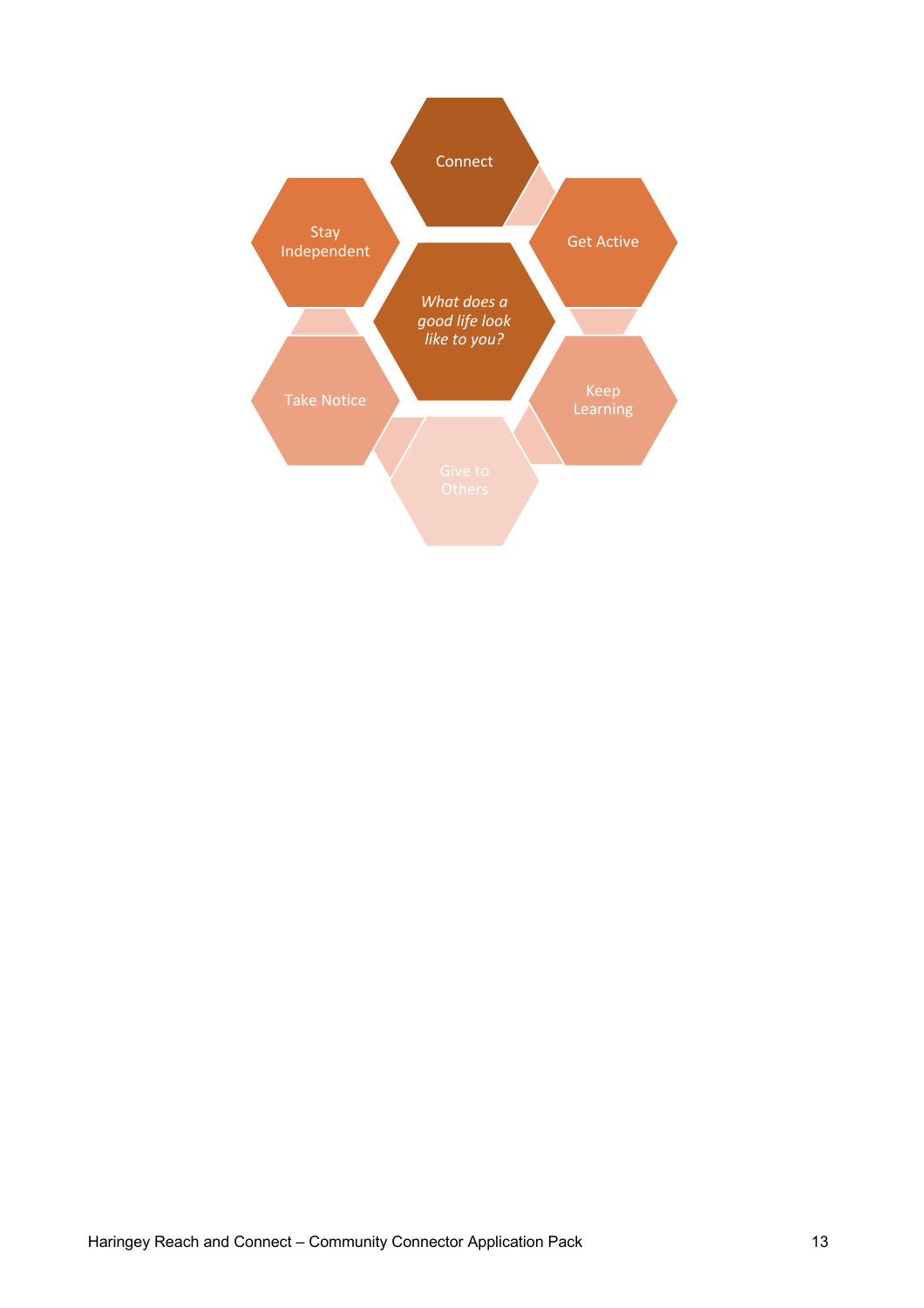What does a good life look like to you?

- Connect
- Get Active
- Keep Learning
- Give to Others
- Take Notice
- Stay Independent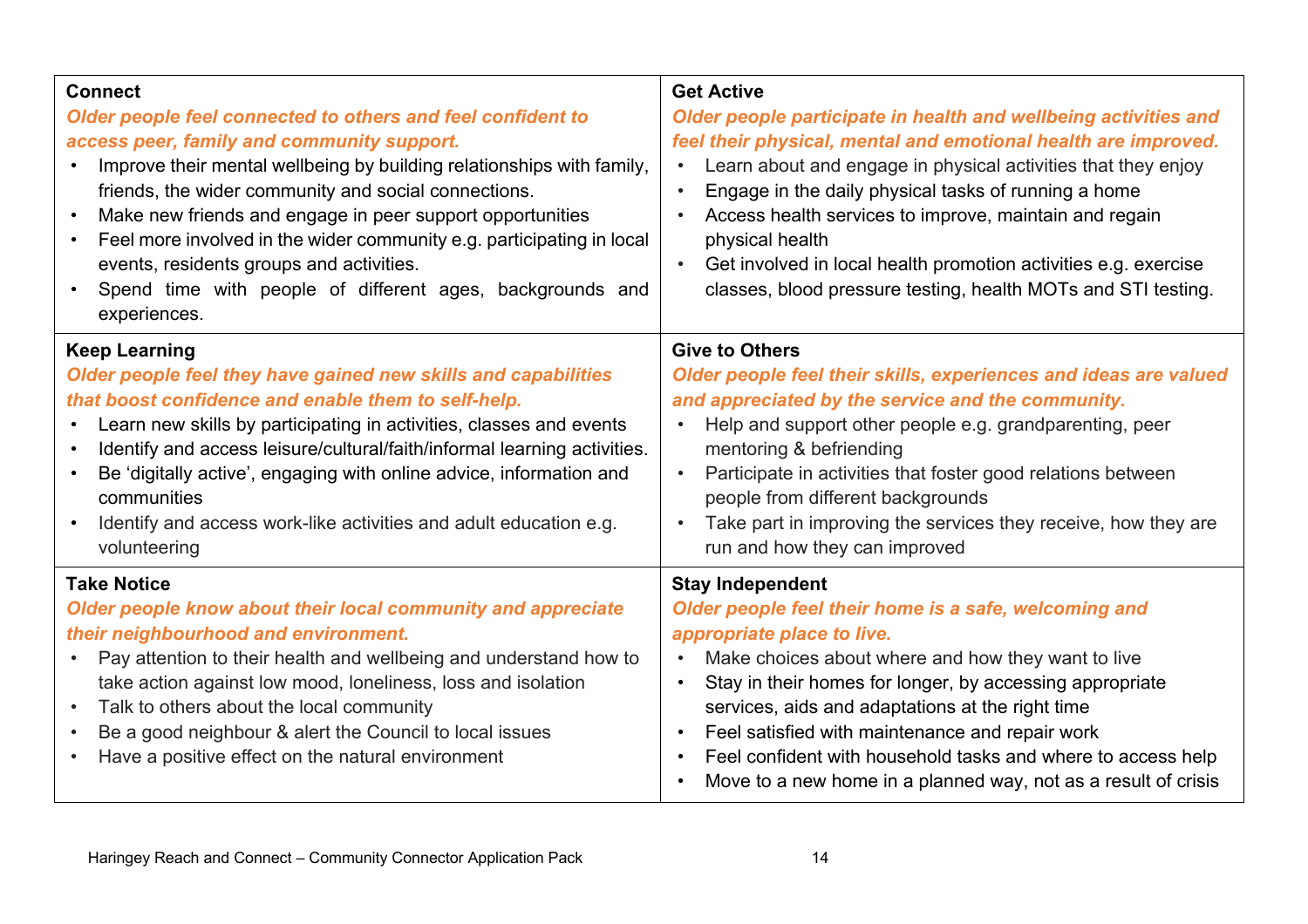| **Connect**<br>***Older people feel connected to others and feel confident to access peer, family and community support.***<br>• Improve their mental wellbeing by building relationships with family, friends, the wider community and social connections.<br>• Make new friends and engage in peer support opportunities<br>• Feel more involved in the wider community e.g. participating in local events, residents groups and activities.<br>• Spend time with people of different ages, backgrounds and experiences. | **Get Active**<br>***Older people participate in health and wellbeing activities and feel their physical, mental and emotional health are improved.***<br>• Learn about and engage in physical activities that they enjoy<br>• Engage in the daily physical tasks of running a home<br>• Access health services to improve, maintain and regain physical health<br>• Get involved in local health promotion activities e.g. exercise classes, blood pressure testing, health MOTs and STI testing. |
|---|---|
| **Keep Learning**<br>***Older people feel they have gained new skills and capabilities that boost confidence and enable them to self-help.***<br>• Learn new skills by participating in activities, classes and events<br>• Identify and access leisure/cultural/faith/informal learning activities.<br>• Be 'digitally active', engaging with online advice, information and communities<br>• Identify and access work-like activities and adult education e.g. volunteering | **Give to Others**<br>***Older people feel their skills, experiences and ideas are valued and appreciated by the service and the community.***<br>• Help and support other people e.g. grandparenting, peer mentoring & befriending<br>• Participate in activities that foster good relations between people from different backgrounds<br>• Take part in improving the services they receive, how they are run and how they can improved |
| **Take Notice**<br>***Older people know about their local community and appreciate their neighbourhood and environment.***<br>• Pay attention to their health and wellbeing and understand how to take action against low mood, loneliness, loss and isolation<br>• Talk to others about the local community<br>• Be a good neighbour & alert the Council to local issues<br>• Have a positive effect on the natural environment | **Stay Independent**<br>***Older people feel their home is a safe, welcoming and appropriate place to live.***<br>• Make choices about where and how they want to live<br>• Stay in their homes for longer, by accessing appropriate services, aids and adaptations at the right time<br>• Feel satisfied with maintenance and repair work<br>• Feel confident with household tasks and where to access help<br>• Move to a new home in a planned way, not as a result of crisis |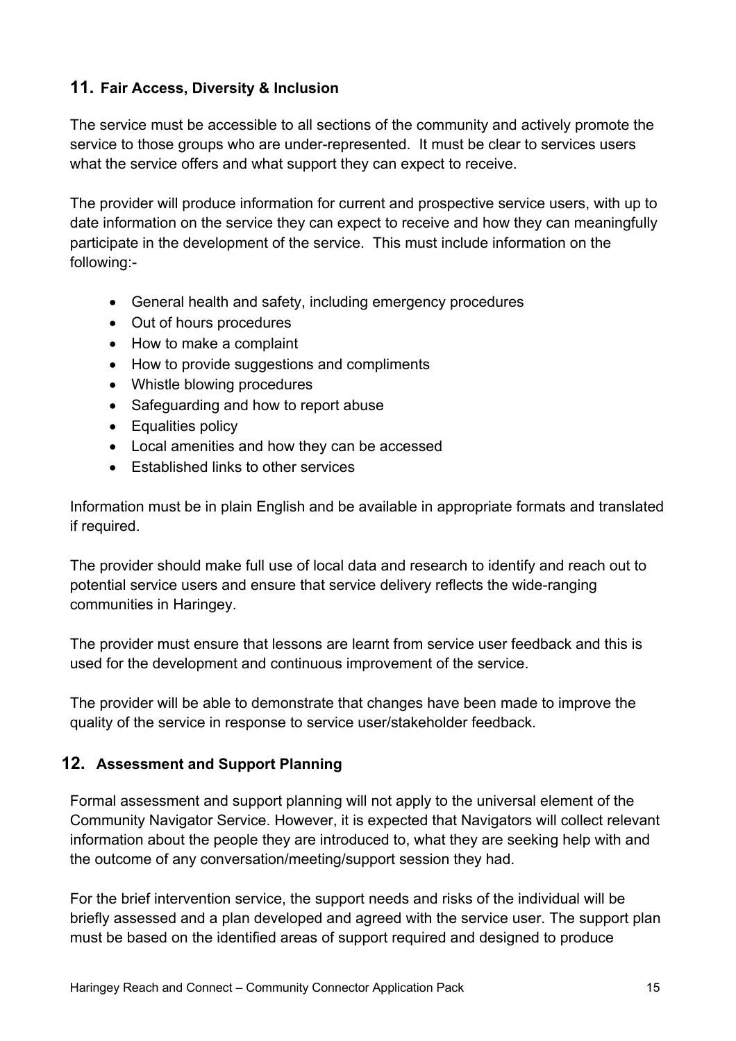## 11. Fair Access, Diversity & Inclusion

The service must be accessible to all sections of the community and actively promote the service to those groups who are under-represented. It must be clear to services users what the service offers and what support they can expect to receive.

The provider will produce information for current and prospective service users, with up to date information on the service they can expect to receive and how they can meaningfully participate in the development of the service. This must include information on the following:-

- General health and safety, including emergency procedures
- Out of hours procedures
- How to make a complaint
- How to provide suggestions and compliments
- Whistle blowing procedures
- Safeguarding and how to report abuse
- Equalities policy
- Local amenities and how they can be accessed
- Established links to other services

Information must be in plain English and be available in appropriate formats and translated if required.

The provider should make full use of local data and research to identify and reach out to potential service users and ensure that service delivery reflects the wide-ranging communities in Haringey.

The provider must ensure that lessons are learnt from service user feedback and this is used for the development and continuous improvement of the service.

The provider will be able to demonstrate that changes have been made to improve the quality of the service in response to service user/stakeholder feedback.

## 12. Assessment and Support Planning

Formal assessment and support planning will not apply to the universal element of the Community Navigator Service. However, it is expected that Navigators will collect relevant information about the people they are introduced to, what they are seeking help with and the outcome of any conversation/meeting/support session they had.

For the brief intervention service, the support needs and risks of the individual will be briefly assessed and a plan developed and agreed with the service user. The support plan must be based on the identified areas of support required and designed to produce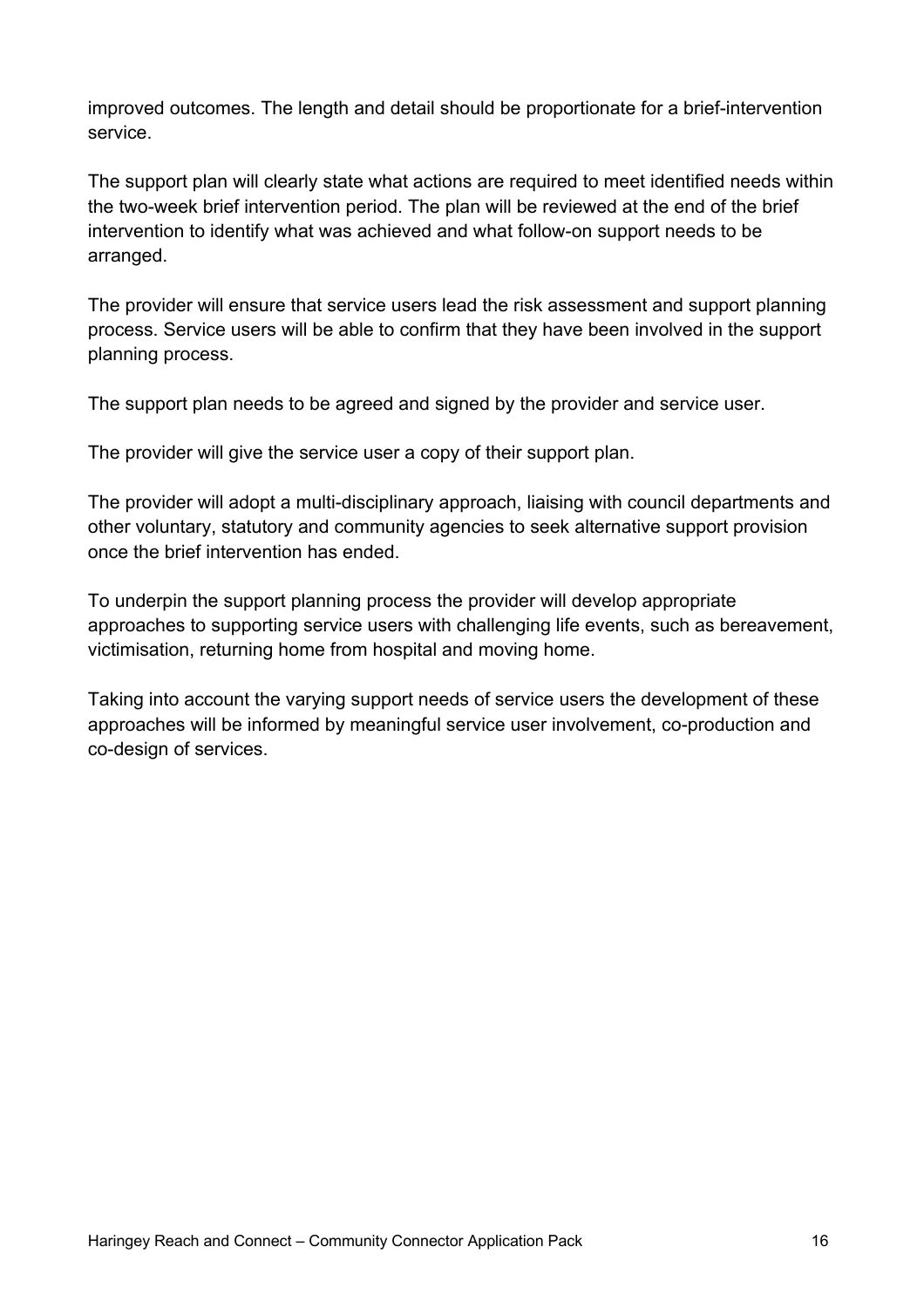improved outcomes. The length and detail should be proportionate for a brief-intervention service.

The support plan will clearly state what actions are required to meet identified needs within the two-week brief intervention period. The plan will be reviewed at the end of the brief intervention to identify what was achieved and what follow-on support needs to be arranged.

The provider will ensure that service users lead the risk assessment and support planning process. Service users will be able to confirm that they have been involved in the support planning process.

The support plan needs to be agreed and signed by the provider and service user.

The provider will give the service user a copy of their support plan.

The provider will adopt a multi-disciplinary approach, liaising with council departments and other voluntary, statutory and community agencies to seek alternative support provision once the brief intervention has ended.

To underpin the support planning process the provider will develop appropriate approaches to supporting service users with challenging life events, such as bereavement, victimisation, returning home from hospital and moving home.

Taking into account the varying support needs of service users the development of these approaches will be informed by meaningful service user involvement, co-production and co-design of services.